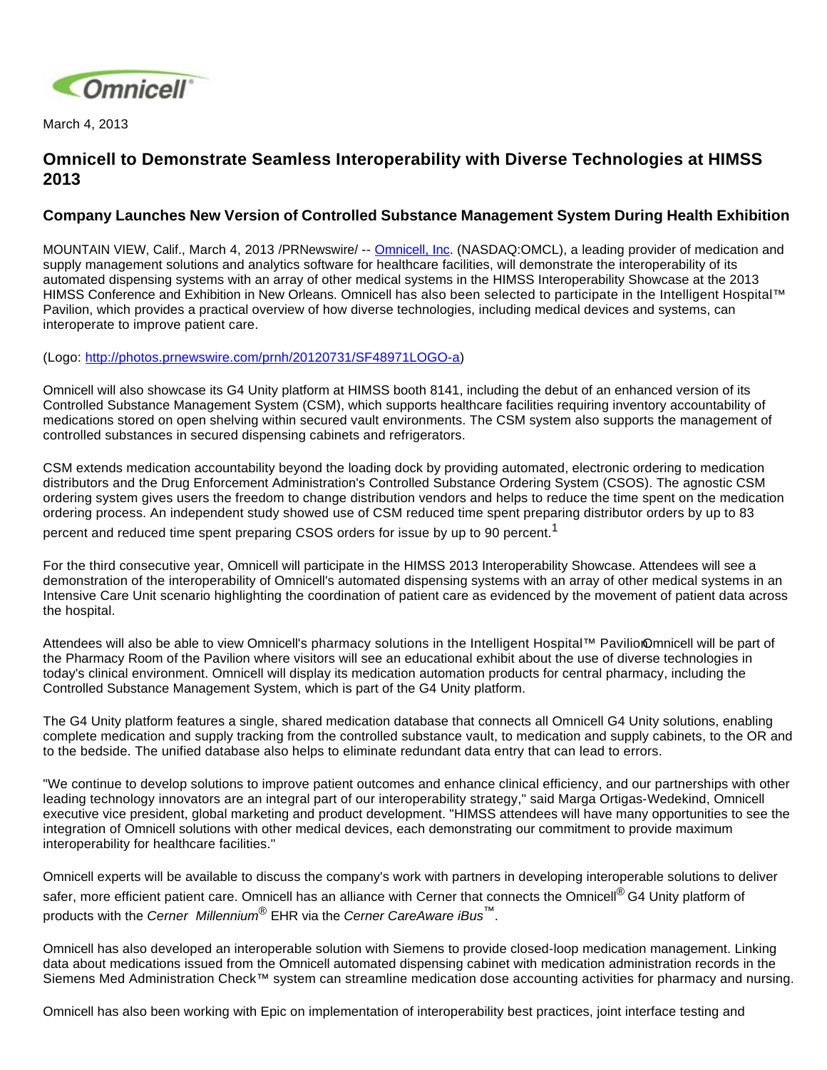March 4, 2013

# Omnicell to Demonstrate Seamless Interoperability with Diverse Technologies at HIMSS 2013

## Company Launches New Version of Controlled Substance Management System During Health Exhibition

MOUNTAIN VIEW, Calif., March 4, 2013 /PRNewswire/ -- Omnicell, Inc. (NASDAQ:OMCL), a leading provider of medication and supply management solutions and analytics software for healthcare facilities, will demonstrate the interoperability of its automated dispensing systems with an array of other medical systems in the HIMSS Interoperability Showcase at the 2013 HIMSS Conference and Exhibition in New Orleans. Omnicell has also been selected to participate in the Intelligent Hospital™ Pavilion, which provides a practical overview of how diverse technologies, including medical devices and systems, can interoperate to improve patient care.

(Logo: http://photos.prnewswire.com/prnh/20120731/SF48971LOGO-a)

Omnicell will also showcase its G4 Unity platform at HIMSS booth 8141, including the debut of an enhanced version of its Controlled Substance Management System (CSM), which supports healthcare facilities requiring inventory accountability of medications stored on open shelving within secured vault environments. The CSM system also supports the management of controlled substances in secured dispensing cabinets and refrigerators.

CSM extends medication accountability beyond the loading dock by providing automated, electronic ordering to medication distributors and the Drug Enforcement Administration's Controlled Substance Ordering System (CSOS). The agnostic CSM ordering system gives users the freedom to change distribution vendors and helps to reduce the time spent on the medication ordering process. An independent study showed use of CSM reduced time spent preparing distributor orders by up to 83 percent and reduced time spent preparing CSOS orders for issue by up to 90 percent.[1]

For the third consecutive year, Omnicell will participate in the HIMSS 2013 Interoperability Showcase. Attendees will see a demonstration of the interoperability of Omnicell's automated dispensing systems with an array of other medical systems in an Intensive Care Unit scenario highlighting the coordination of patient care as evidenced by the movement of patient data across the hospital.

Attendees will also be able to view Omnicell's pharmacy solutions in the Intelligent Hospital™ Pavilion. Omnicell will be part of the Pharmacy Room of the Pavilion where visitors will see an educational exhibit about the use of diverse technologies in today's clinical environment. Omnicell will display its medication automation products for central pharmacy, including the Controlled Substance Management System, which is part of the G4 Unity platform.

The G4 Unity platform features a single, shared medication database that connects all Omnicell G4 Unity solutions, enabling complete medication and supply tracking from the controlled substance vault, to medication and supply cabinets, to the OR and to the bedside. The unified database also helps to eliminate redundant data entry that can lead to errors.

"We continue to develop solutions to improve patient outcomes and enhance clinical efficiency, and our partnerships with other leading technology innovators are an integral part of our interoperability strategy," said Marga Ortigas-Wedekind, Omnicell executive vice president, global marketing and product development. "HIMSS attendees will have many opportunities to see the integration of Omnicell solutions with other medical devices, each demonstrating our commitment to provide maximum interoperability for healthcare facilities."

Omnicell experts will be available to discuss the company's work with partners in developing interoperable solutions to deliver safer, more efficient patient care. Omnicell has an alliance with Cerner that connects the Omnicell® G4 Unity platform of products with the *Cerner Millennium®* EHR via the *Cerner CareAware iBus™*.

Omnicell has also developed an interoperable solution with Siemens to provide closed-loop medication management. Linking data about medications issued from the Omnicell automated dispensing cabinet with medication administration records in the Siemens Med Administration Check™ system can streamline medication dose accounting activities for pharmacy and nursing.

Omnicell has also been working with Epic on implementation of interoperability best practices, joint interface testing and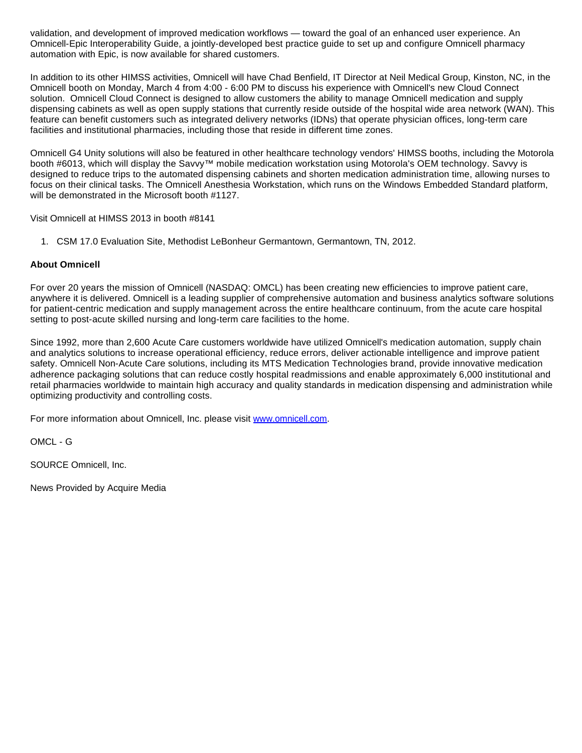validation, and development of improved medication workflows — toward the goal of an enhanced user experience. An Omnicell-Epic Interoperability Guide, a jointly-developed best practice guide to set up and configure Omnicell pharmacy automation with Epic, is now available for shared customers.

In addition to its other HIMSS activities, Omnicell will have Chad Benfield, IT Director at Neil Medical Group, Kinston, NC, in the Omnicell booth on Monday, March 4 from 4:00 - 6:00 PM to discuss his experience with Omnicell's new Cloud Connect solution. Omnicell Cloud Connect is designed to allow customers the ability to manage Omnicell medication and supply dispensing cabinets as well as open supply stations that currently reside outside of the hospital wide area network (WAN). This feature can benefit customers such as integrated delivery networks (IDNs) that operate physician offices, long-term care facilities and institutional pharmacies, including those that reside in different time zones.

Omnicell G4 Unity solutions will also be featured in other healthcare technology vendors' HIMSS booths, including the Motorola booth #6013, which will display the Savvy™ mobile medication workstation using Motorola's OEM technology. Savvy is designed to reduce trips to the automated dispensing cabinets and shorten medication administration time, allowing nurses to focus on their clinical tasks. The Omnicell Anesthesia Workstation, which runs on the Windows Embedded Standard platform, will be demonstrated in the Microsoft booth #1127.

Visit Omnicell at HIMSS 2013 in booth #8141

1. CSM 17.0 Evaluation Site, Methodist LeBonheur Germantown, Germantown, TN, 2012.

**About Omnicell**

For over 20 years the mission of Omnicell (NASDAQ: OMCL) has been creating new efficiencies to improve patient care, anywhere it is delivered. Omnicell is a leading supplier of comprehensive automation and business analytics software solutions for patient-centric medication and supply management across the entire healthcare continuum, from the acute care hospital setting to post-acute skilled nursing and long-term care facilities to the home.

Since 1992, more than 2,600 Acute Care customers worldwide have utilized Omnicell's medication automation, supply chain and analytics solutions to increase operational efficiency, reduce errors, deliver actionable intelligence and improve patient safety. Omnicell Non-Acute Care solutions, including its MTS Medication Technologies brand, provide innovative medication adherence packaging solutions that can reduce costly hospital readmissions and enable approximately 6,000 institutional and retail pharmacies worldwide to maintain high accuracy and quality standards in medication dispensing and administration while optimizing productivity and controlling costs.

For more information about Omnicell, Inc. please visit [www.omnicell.com](http://www.omnicell.com).

OMCL - G

SOURCE Omnicell, Inc.

News Provided by Acquire Media